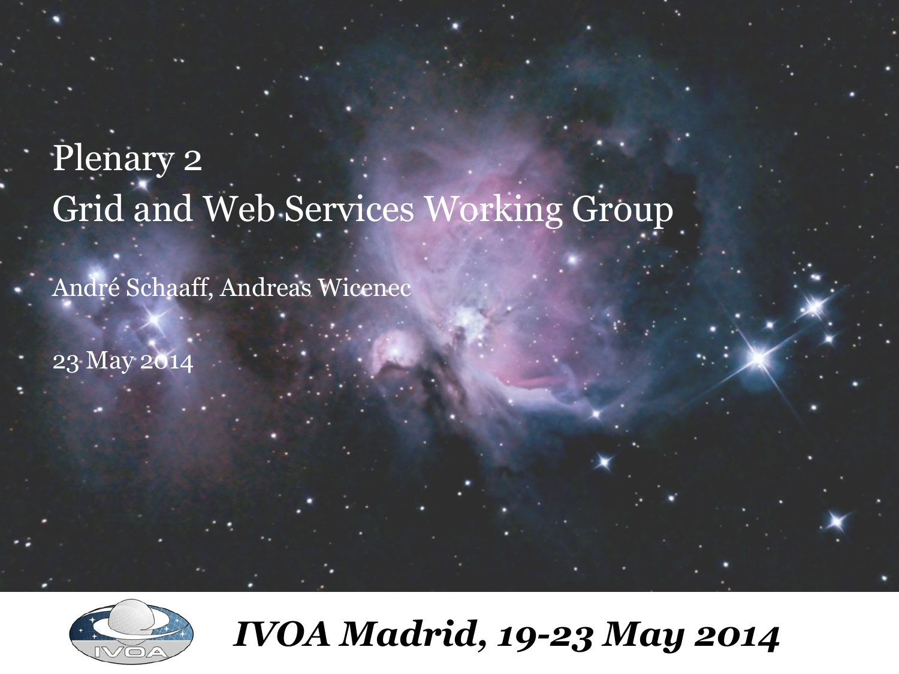# Plenary 2
# Grid and Web Services Working Group

André Schaaff, Andreas Wicenec

23 May 2014

***IVOA Madrid, 19-23 May 2014***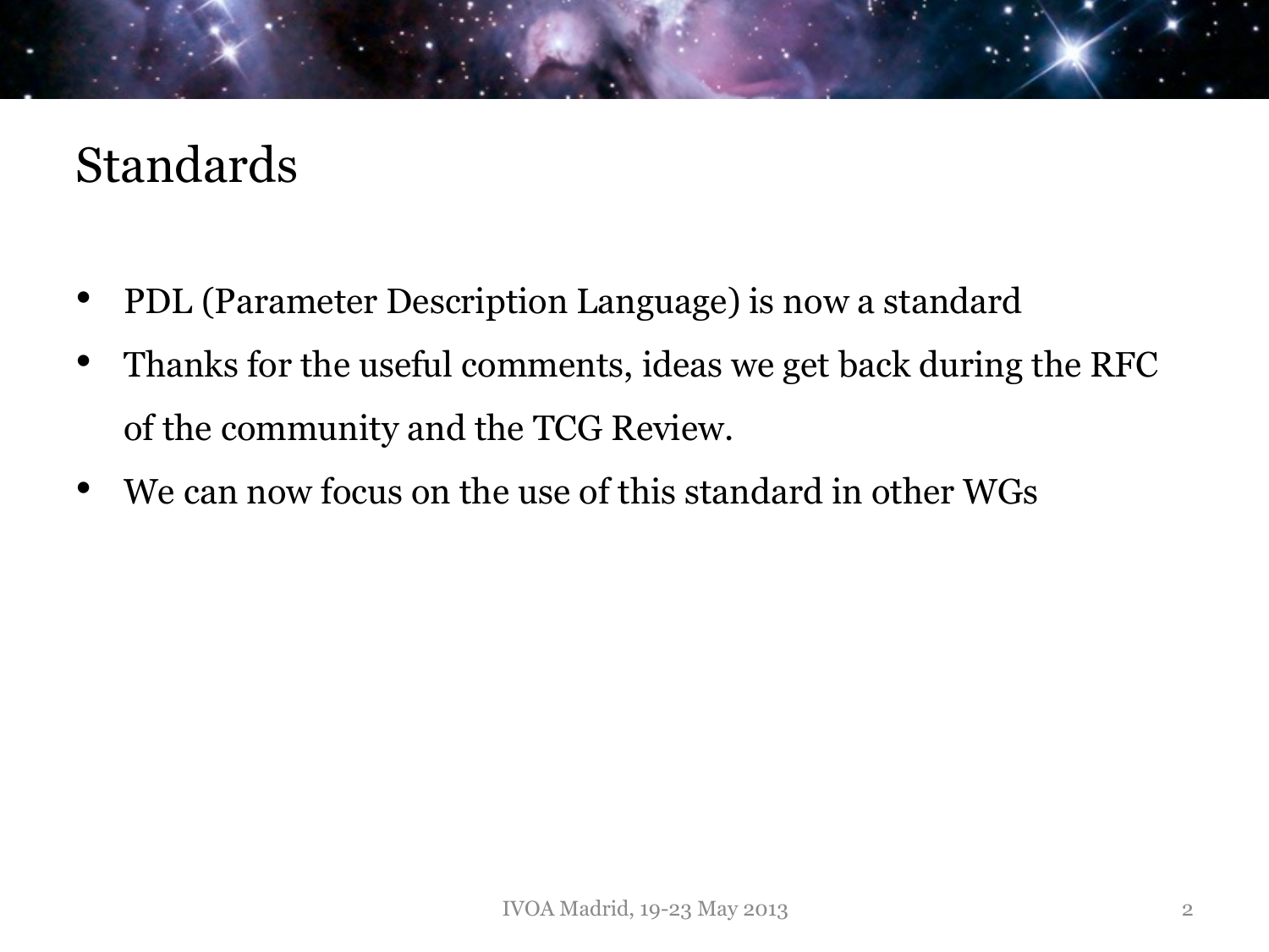# Standards

- PDL (Parameter Description Language) is now a standard
- Thanks for the useful comments, ideas we get back during the RFC of the community and the TCG Review.
- We can now focus on the use of this standard in other WGs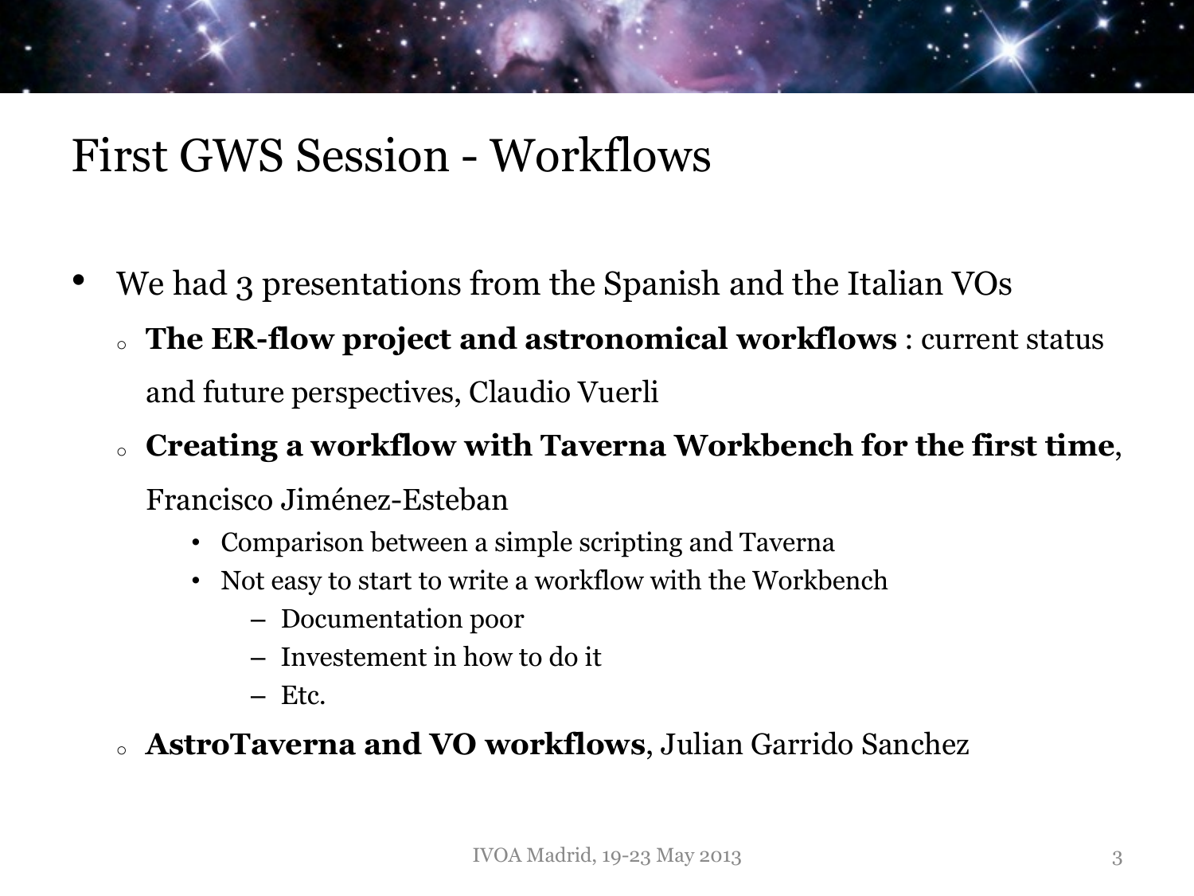# First GWS Session - Workflows

- We had 3 presentations from the Spanish and the Italian VOs
  - **The ER-flow project and astronomical workflows** : current status and future perspectives, Claudio Vuerli
  - **Creating a workflow with Taverna Workbench for the first time**, Francisco Jiménez-Esteban
    - Comparison between a simple scripting and Taverna
    - Not easy to start to write a workflow with the Workbench
      - Documentation poor
      - Investement in how to do it
      - Etc.
  - **AstroTaverna and VO workflows**, Julian Garrido Sanchez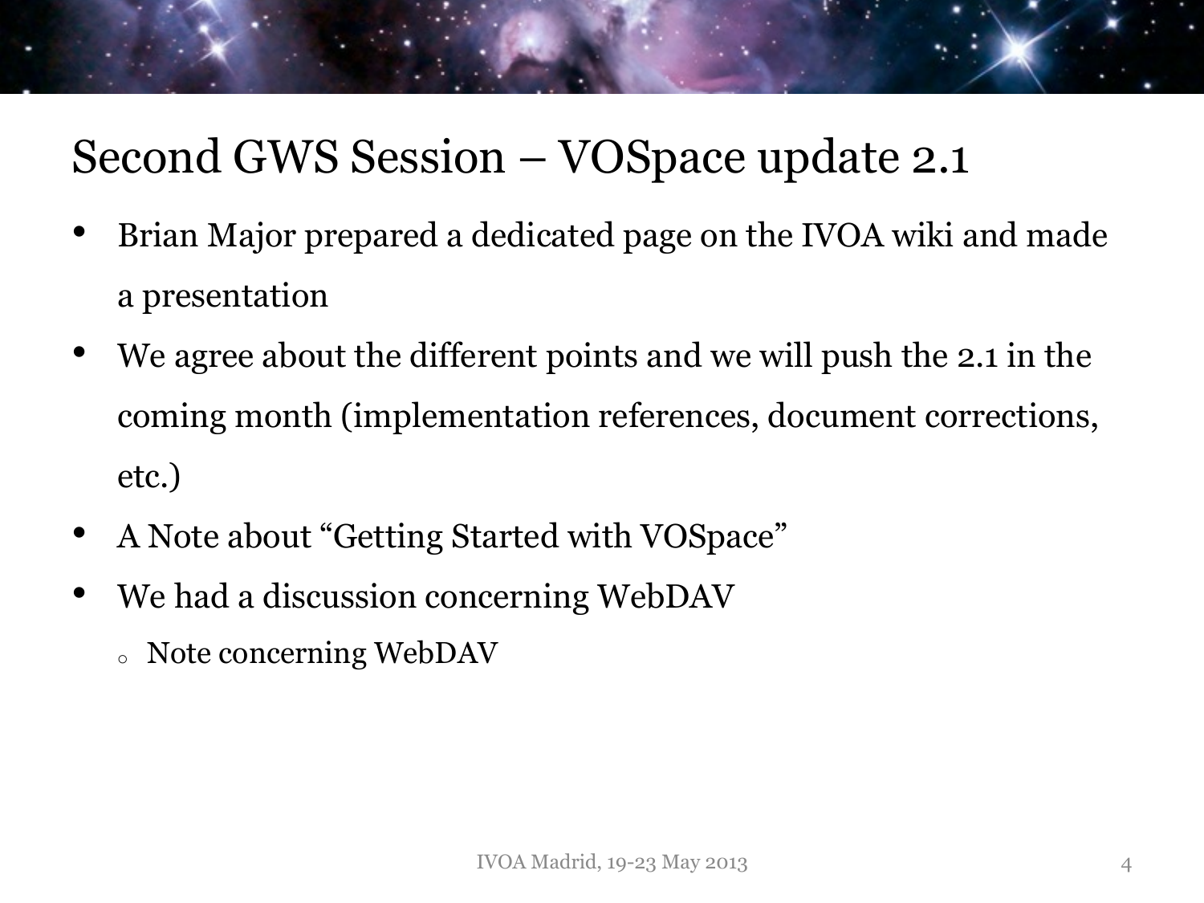# Second GWS Session – VOSpace update 2.1

- Brian Major prepared a dedicated page on the IVOA wiki and made a presentation
- We agree about the different points and we will push the 2.1 in the coming month (implementation references, document corrections, etc.)
- A Note about "Getting Started with VOSpace"
- We had a discussion concerning WebDAV
  - Note concerning WebDAV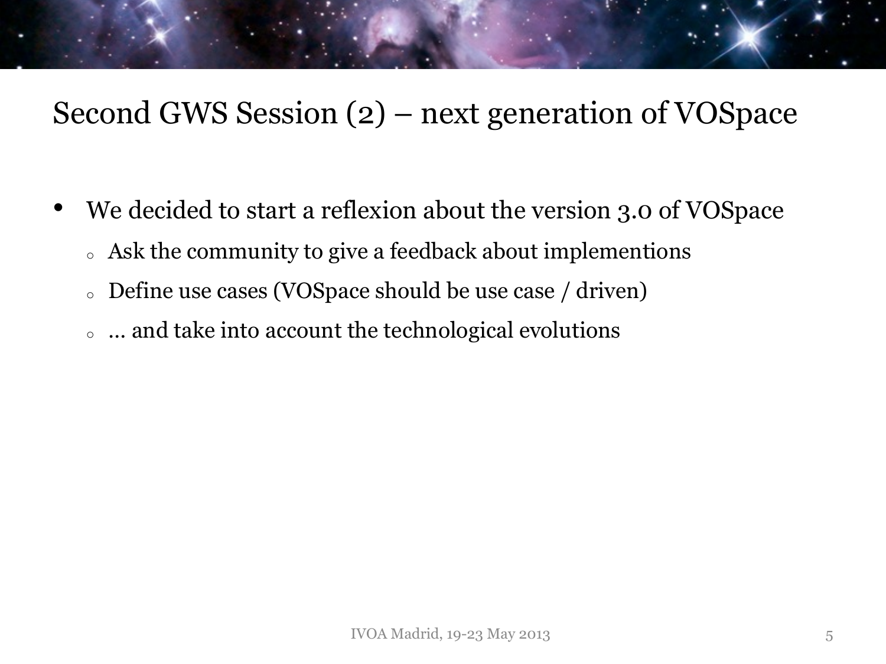# Second GWS Session (2) – next generation of VOSpace

- We decided to start a reflexion about the version 3.0 of VOSpace
  - Ask the community to give a feedback about implementions
  - Define use cases (VOSpace should be use case / driven)
  - … and take into account the technological evolutions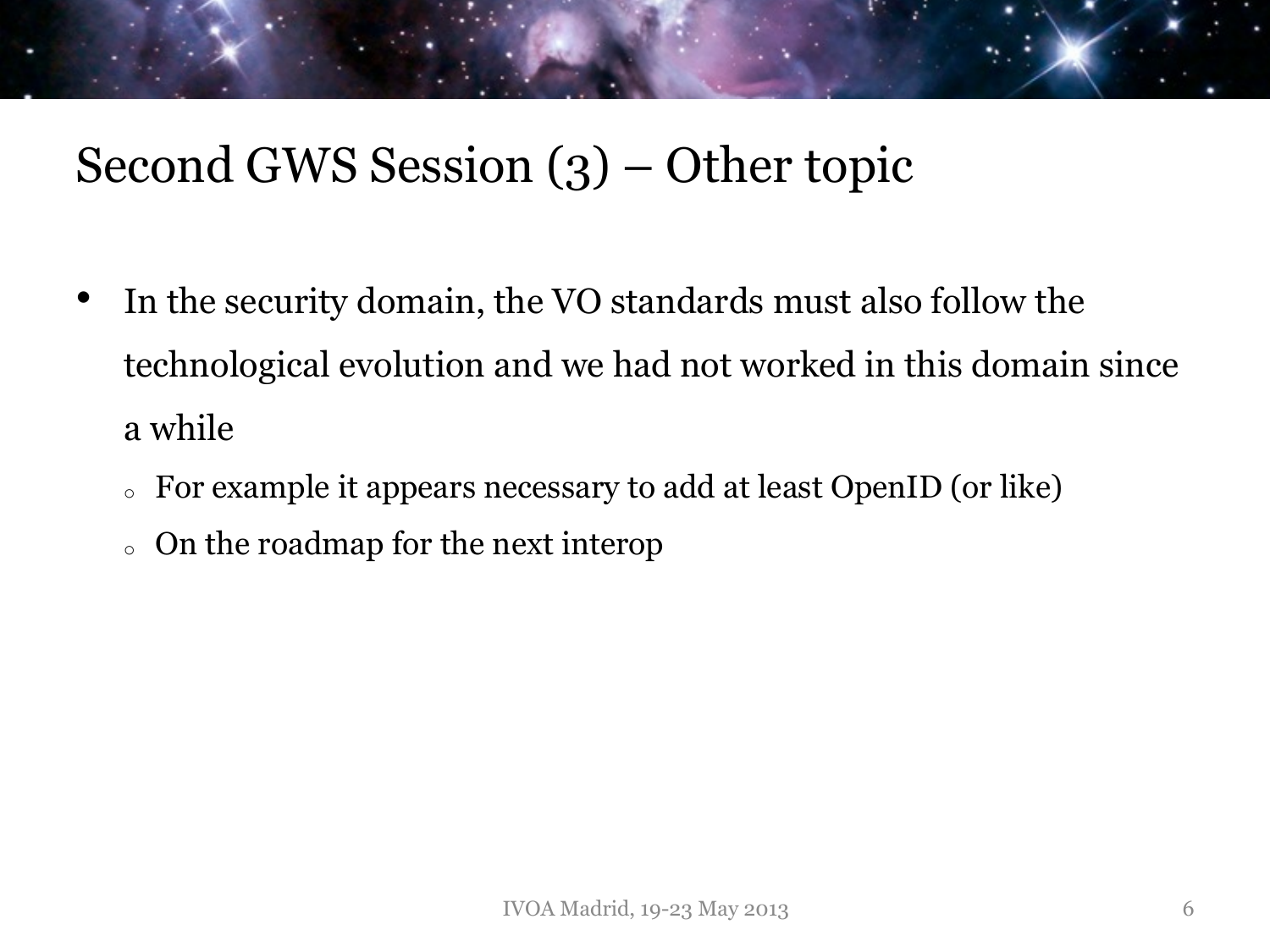# Second GWS Session (3) – Other topic

- In the security domain, the VO standards must also follow the technological evolution and we had not worked in this domain since a while
  - For example it appears necessary to add at least OpenID (or like)
  - On the roadmap for the next interop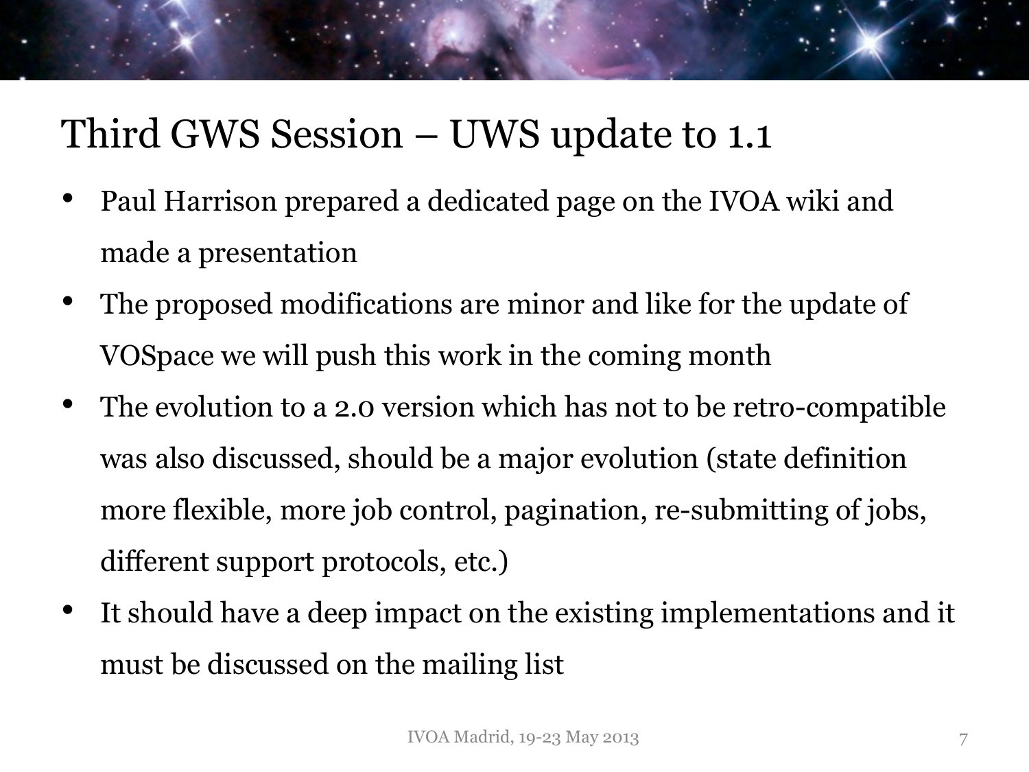# Third GWS Session – UWS update to 1.1

- Paul Harrison prepared a dedicated page on the IVOA wiki and made a presentation
- The proposed modifications are minor and like for the update of VOSpace we will push this work in the coming month
- The evolution to a 2.0 version which has not to be retro-compatible was also discussed, should be a major evolution (state definition more flexible, more job control, pagination, re-submitting of jobs, different support protocols, etc.)
- It should have a deep impact on the existing implementations and it must be discussed on the mailing list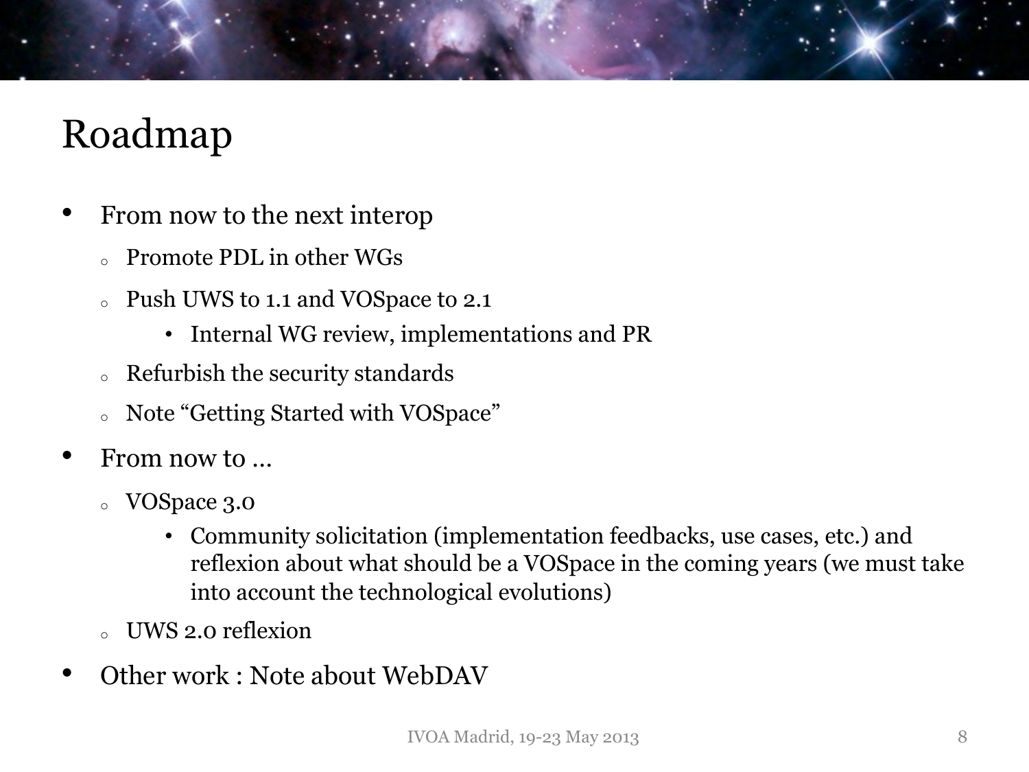# Roadmap

- From now to the next interop
  - Promote PDL in other WGs
  - Push UWS to 1.1 and VOSpace to 2.1
    - Internal WG review, implementations and PR
  - Refurbish the security standards
  - Note “Getting Started with VOSpace”
- From now to …
  - VOSpace 3.0
    - Community solicitation (implementation feedbacks, use cases, etc.) and reflexion about what should be a VOSpace in the coming years (we must take into account the technological evolutions)
  - UWS 2.0 reflexion
- Other work : Note about WebDAV